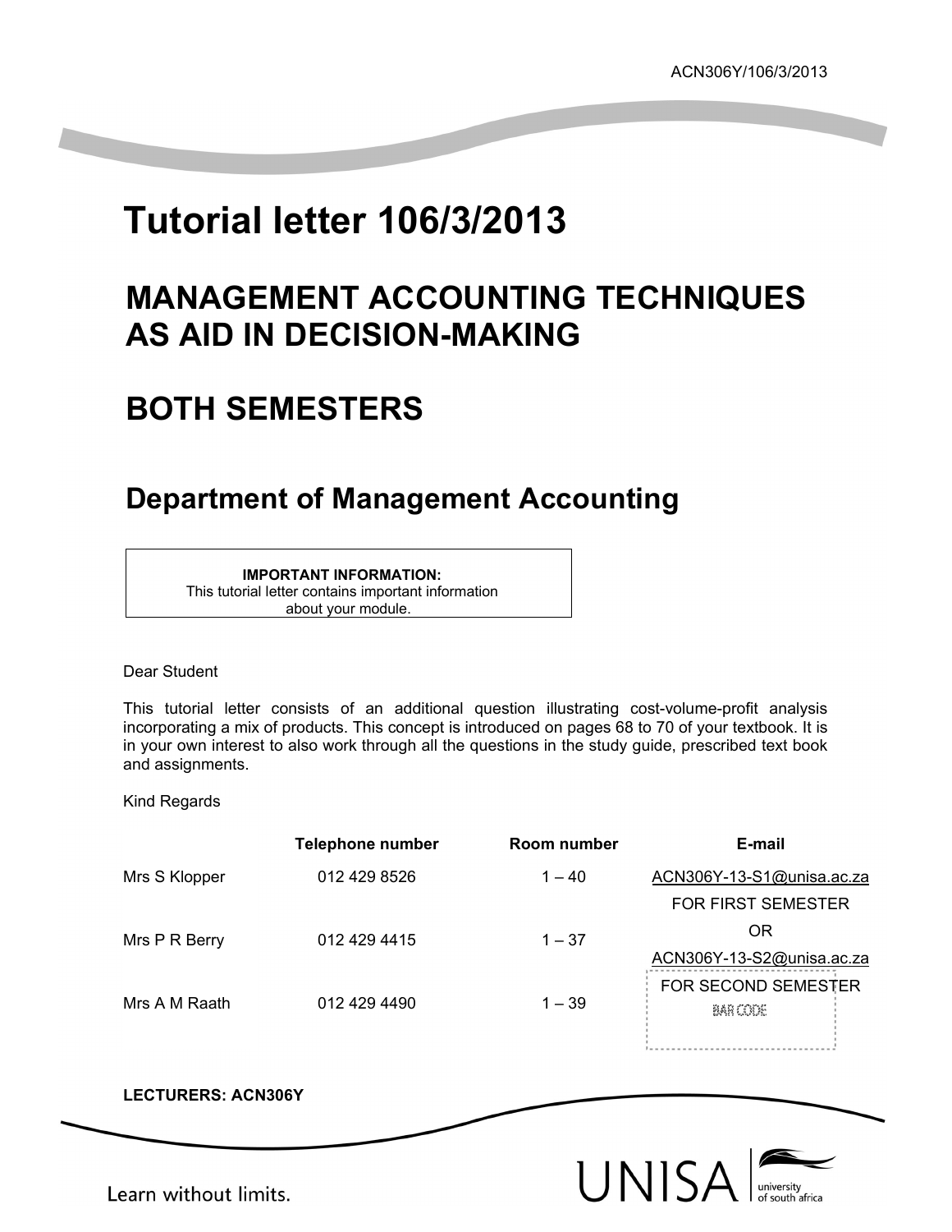ACN306Y/106/3/2013

# Tutorial letter 106/3/2013

## MANAGEMENT ACCOUNTING TECHNIQUES AS AID IN DECISION-MAKING

## BOTH SEMESTERS

## Department of Management Accounting

**IMPORTANT INFORMATION:**
This tutorial letter contains important information about your module.

Dear Student

This tutorial letter consists of an additional question illustrating cost-volume-profit analysis incorporating a mix of products. This concept is introduced on pages 68 to 70 of your textbook. It is in your own interest to also work through all the questions in the study guide, prescribed text book and assignments.

Kind Regards

| | Telephone number | Room number | E-mail |
|---|---|---|---|
| Mrs S Klopper | 012 429 8526 | 1 – 40 | ACN306Y-13-S1@unisa.ac.za FOR FIRST SEMESTER |
| Mrs P R Berry | 012 429 4415 | 1 – 37 | OR ACN306Y-13-S2@unisa.ac.za |
| Mrs A M Raath | 012 429 4490 | 1 – 39 | FOR SECOND SEMESTER |

**LECTURERS: ACN306Y**

Learn without limits.

UNISA university of south africa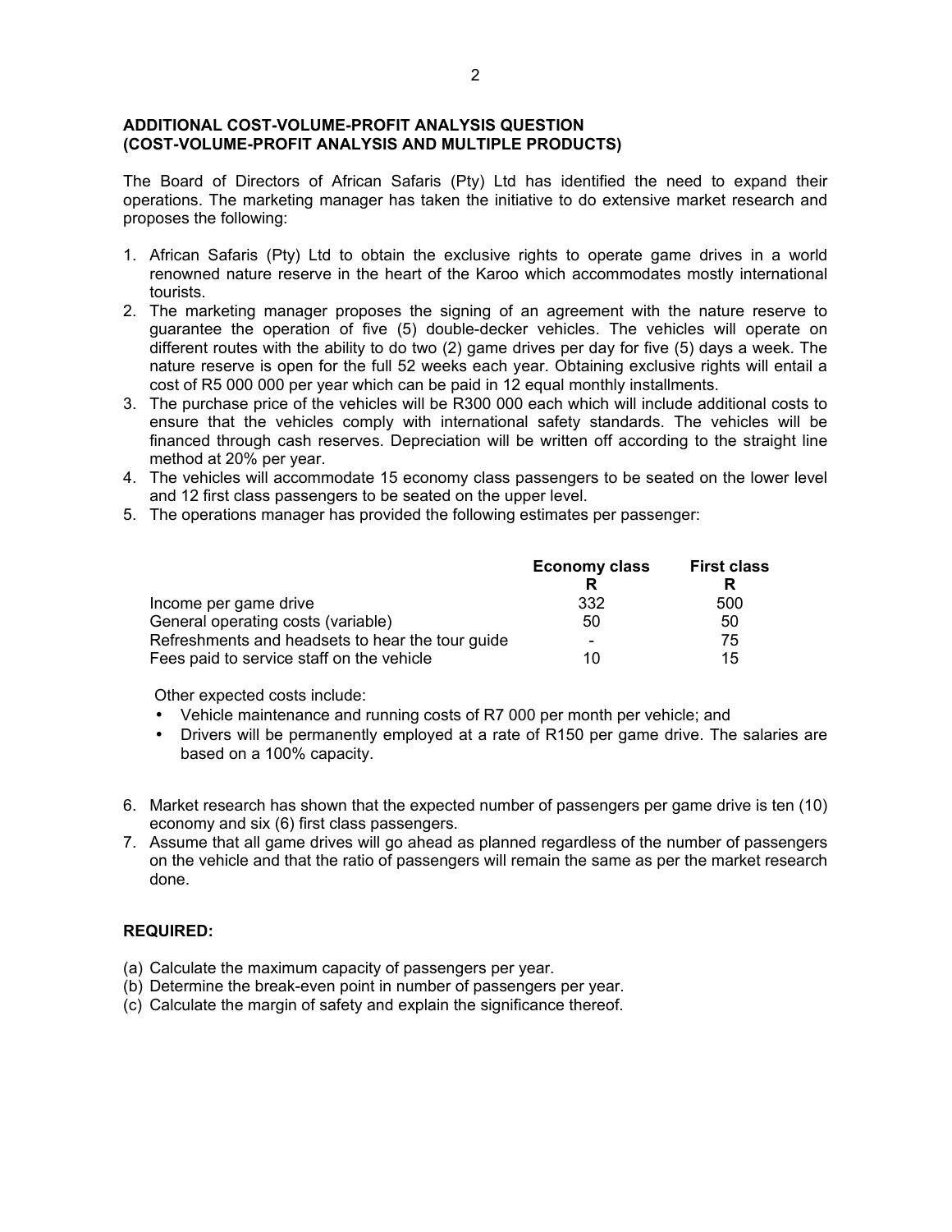**ADDITIONAL COST-VOLUME-PROFIT ANALYSIS QUESTION**
**(COST-VOLUME-PROFIT ANALYSIS AND MULTIPLE PRODUCTS)**

The Board of Directors of African Safaris (Pty) Ltd has identified the need to expand their operations. The marketing manager has taken the initiative to do extensive market research and proposes the following:

1. African Safaris (Pty) Ltd to obtain the exclusive rights to operate game drives in a world renowned nature reserve in the heart of the Karoo which accommodates mostly international tourists.
2. The marketing manager proposes the signing of an agreement with the nature reserve to guarantee the operation of five (5) double-decker vehicles. The vehicles will operate on different routes with the ability to do two (2) game drives per day for five (5) days a week. The nature reserve is open for the full 52 weeks each year. Obtaining exclusive rights will entail a cost of R5 000 000 per year which can be paid in 12 equal monthly installments.
3. The purchase price of the vehicles will be R300 000 each which will include additional costs to ensure that the vehicles comply with international safety standards. The vehicles will be financed through cash reserves. Depreciation will be written off according to the straight line method at 20% per year.
4. The vehicles will accommodate 15 economy class passengers to be seated on the lower level and 12 first class passengers to be seated on the upper level.
5. The operations manager has provided the following estimates per passenger:

| | **Economy class** | **First class** |
|---|---|---|
| | **R** | **R** |
| Income per game drive | 332 | 500 |
| General operating costs (variable) | 50 | 50 |
| Refreshments and headsets to hear the tour guide | - | 75 |
| Fees paid to service staff on the vehicle | 10 | 15 |

Other expected costs include:

- Vehicle maintenance and running costs of R7 000 per month per vehicle; and
- Drivers will be permanently employed at a rate of R150 per game drive. The salaries are based on a 100% capacity.

6. Market research has shown that the expected number of passengers per game drive is ten (10) economy and six (6) first class passengers.
7. Assume that all game drives will go ahead as planned regardless of the number of passengers on the vehicle and that the ratio of passengers will remain the same as per the market research done.

**REQUIRED:**

(a) Calculate the maximum capacity of passengers per year.
(b) Determine the break-even point in number of passengers per year.
(c) Calculate the margin of safety and explain the significance thereof.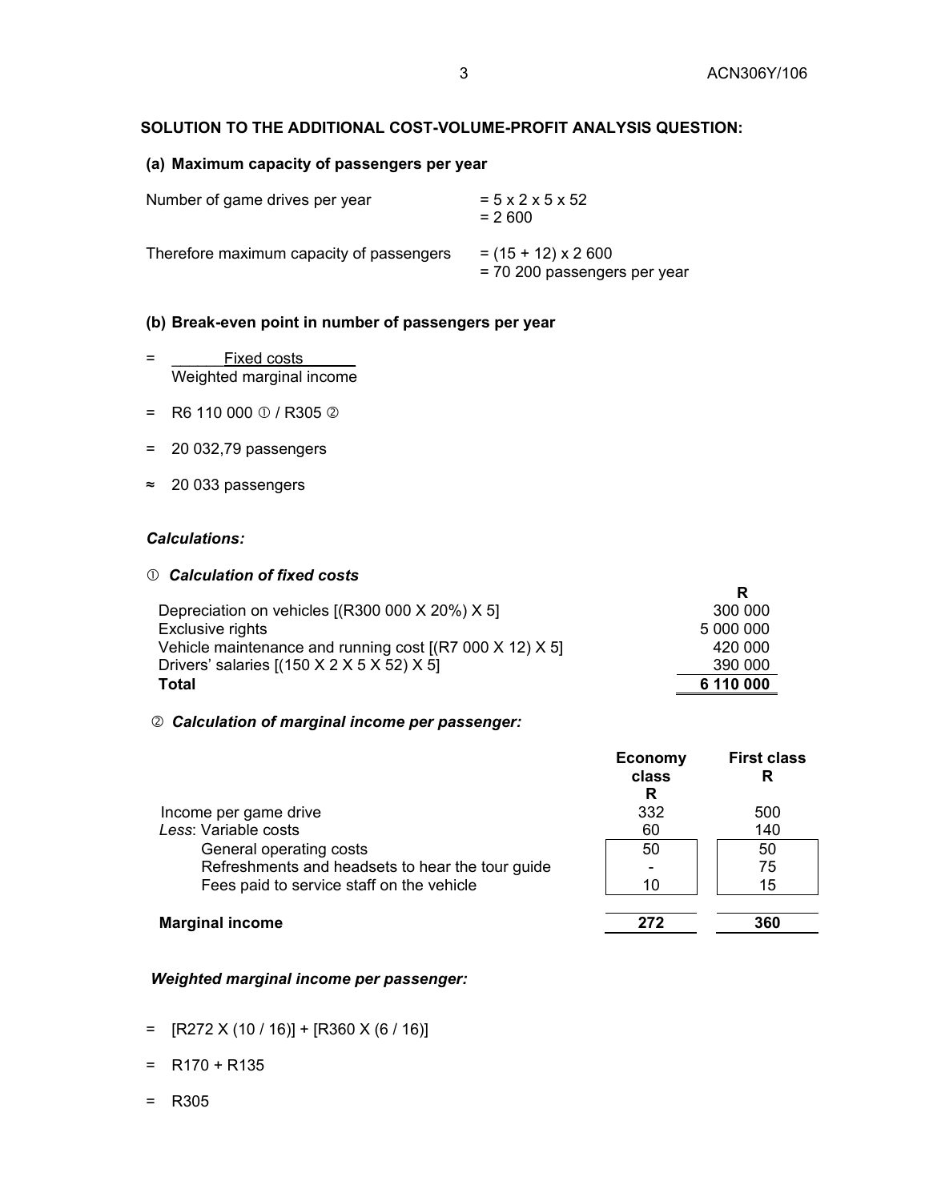## SOLUTION TO THE ADDITIONAL COST-VOLUME-PROFIT ANALYSIS QUESTION:

### (a) Maximum capacity of passengers per year

| | |
|---|---|
| Number of game drives per year | = 5 x 2 x 5 x 52 |
| | = 2 600 |
| Therefore maximum capacity of passengers | = (15 + 12) x 2 600 |
| | = 70 200 passengers per year |

### (b) Break-even point in number of passengers per year

$$= \frac{\text{Fixed costs}}{\text{Weighted marginal income}}$$

= R6 110 000 ① / R305 ②

= 20 032,79 passengers

≈ 20 033 passengers

***Calculations:***

① ***Calculation of fixed costs***

| | R |
|---|---|
| Depreciation on vehicles [(R300 000 X 20%) X 5] | 300 000 |
| Exclusive rights | 5 000 000 |
| Vehicle maintenance and running cost [(R7 000 X 12) X 5] | 420 000 |
| Drivers' salaries [(150 X 2 X 5 X 52) X 5] | 390 000 |
| **Total** | **6 110 000** |

② ***Calculation of marginal income per passenger:***

| | Economy class R | First class R |
|---|---|---|
| Income per game drive | 332 | 500 |
| *Less*: Variable costs | 60 | 140 |
| General operating costs | 50 | 50 |
| Refreshments and headsets to hear the tour guide | - | 75 |
| Fees paid to service staff on the vehicle | 10 | 15 |
| **Marginal income** | **272** | **360** |

***Weighted marginal income per passenger:***

= [R272 X (10 / 16)] + [R360 X (6 / 16)]

= R170 + R135

= R305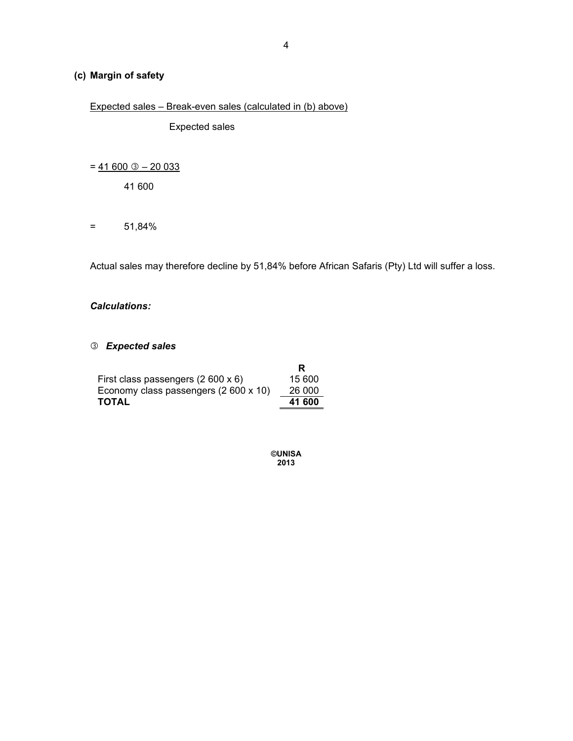**(c) Margin of safety**

$$\frac{\text{Expected sales} - \text{Break-even sales (calculated in (b) above)}}{\text{Expected sales}}$$

$$= \frac{41\,600 ③ - 20\,033}{41\,600}$$

$$= 51{,}84\%$$

Actual sales may therefore decline by 51,84% before African Safaris (Pty) Ltd will suffer a loss.

***Calculations:***

③ ***Expected sales***

| | R |
|---|---|
| First class passengers (2 600 x 6) | 15 600 |
| Economy class passengers (2 600 x 10) | 26 000 |
| **TOTAL** | **41 600** |

**©UNISA 2013**